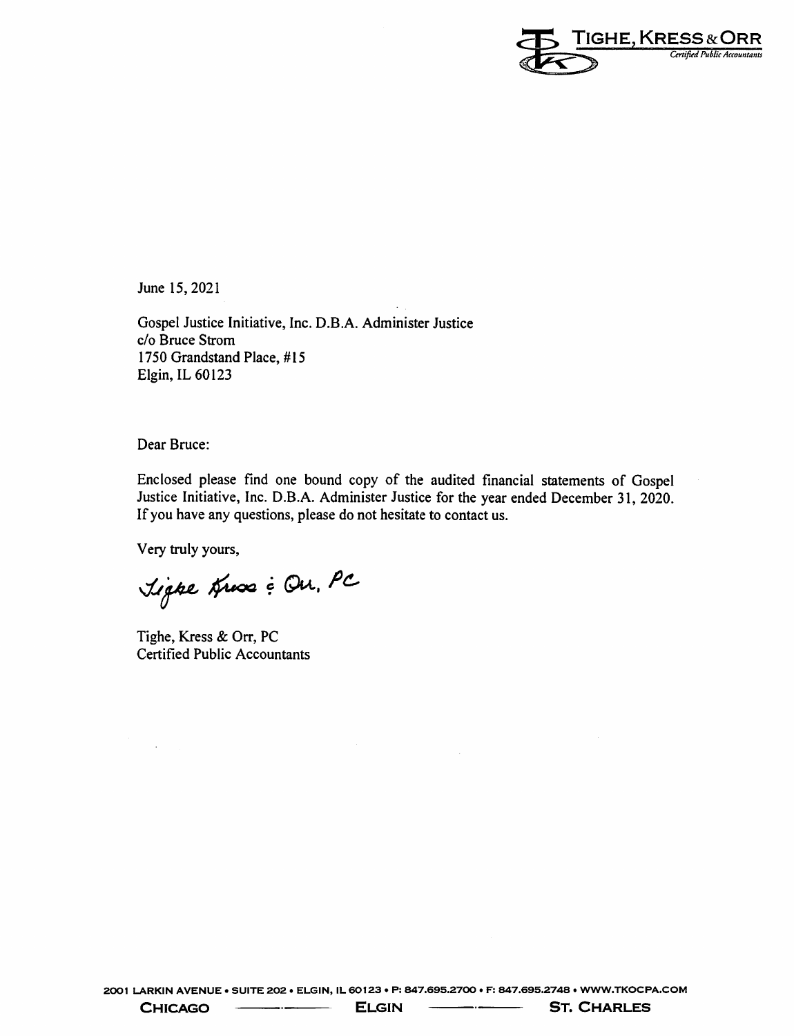TIGHE, KRESS & ORR

*Certified Public Accountants*

June 15, 2021

Gospel Justice Initiative, Inc. D.B.A. Administer Justice
c/o Bruce Strom
1750 Grandstand Place, #15
Elgin, IL 60123

Dear Bruce:

Enclosed please find one bound copy of the audited financial statements of Gospel Justice Initiative, Inc. D.B.A. Administer Justice for the year ended December 31, 2020. If you have any questions, please do not hesitate to contact us.

Very truly yours,

*Tighe Kress & Orr, PC*

Tighe, Kress & Orr, PC
Certified Public Accountants

2001 LARKIN AVENUE • SUITE 202 • ELGIN, IL 60123 • P: 847.695.2700 • F: 847.695.2748 • WWW.TKOCPA.COM

CHICAGO — ELGIN — ST. CHARLES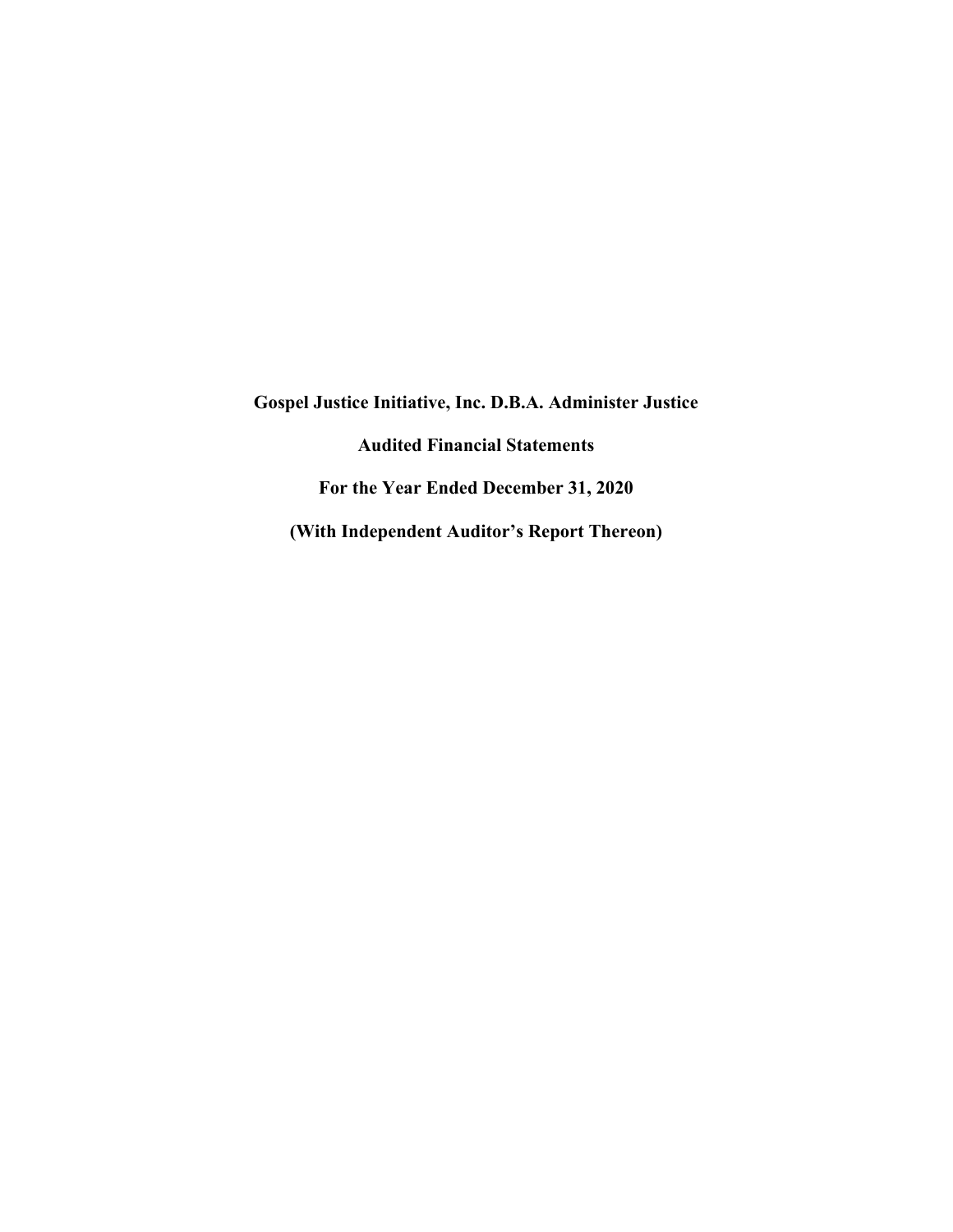**Gospel Justice Initiative, Inc. D.B.A. Administer Justice**

**Audited Financial Statements**

**For the Year Ended December 31, 2020**

**(With Independent Auditor's Report Thereon)**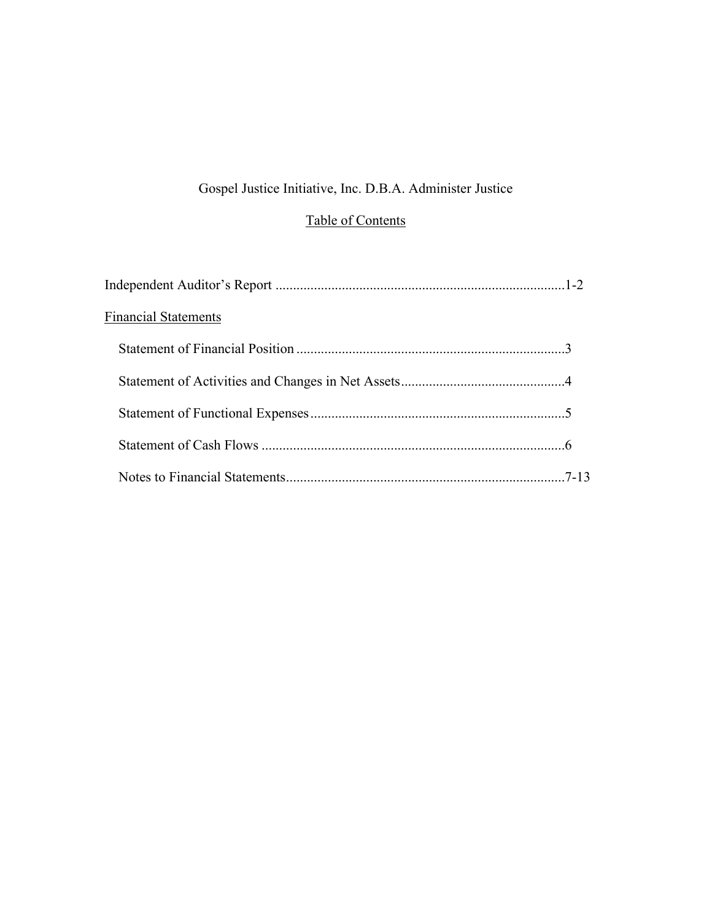# Gospel Justice Initiative, Inc. D.B.A. Administer Justice

## Table of Contents

Independent Auditor's Report ....................................................................................1-2

Financial Statements

- Statement of Financial Position .............................................................................3
- Statement of Activities and Changes in Net Assets...............................................4
- Statement of Functional Expenses.........................................................................5
- Statement of Cash Flows .......................................................................................6
- Notes to Financial Statements................................................................................7-13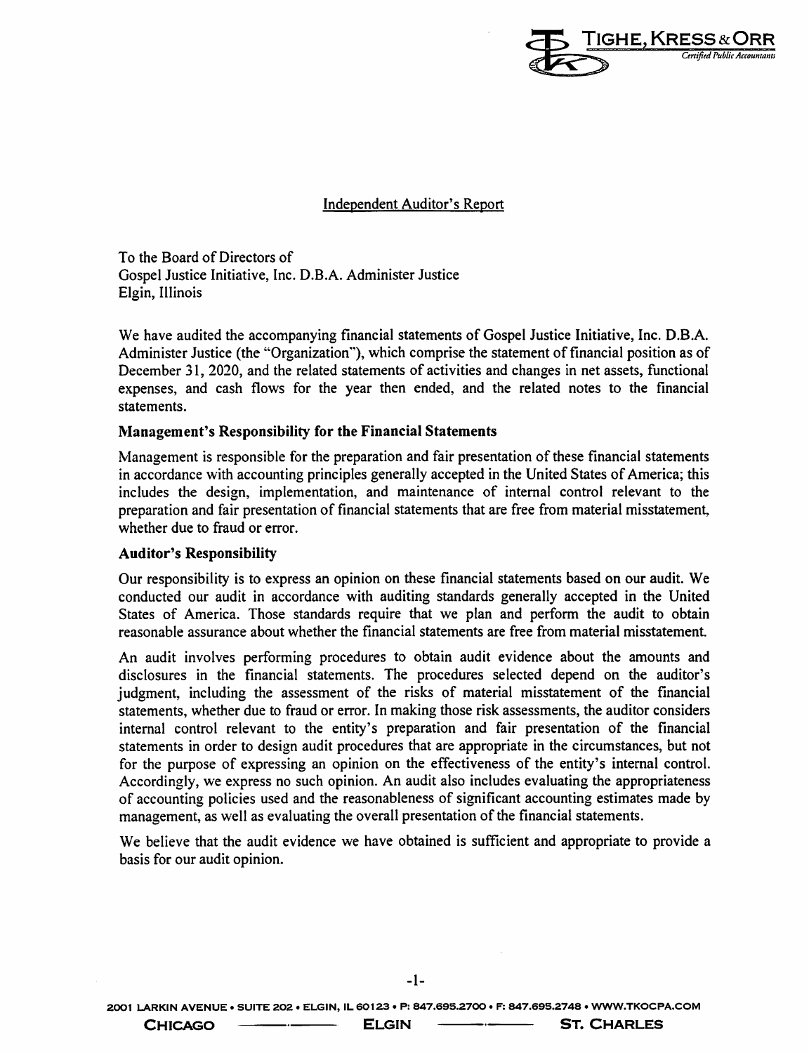TIGHE, KRESS & ORR
*Certified Public Accountants*

## Independent Auditor's Report

To the Board of Directors of
Gospel Justice Initiative, Inc. D.B.A. Administer Justice
Elgin, Illinois

We have audited the accompanying financial statements of Gospel Justice Initiative, Inc. D.B.A. Administer Justice (the "Organization"), which comprise the statement of financial position as of December 31, 2020, and the related statements of activities and changes in net assets, functional expenses, and cash flows for the year then ended, and the related notes to the financial statements.

### Management's Responsibility for the Financial Statements

Management is responsible for the preparation and fair presentation of these financial statements in accordance with accounting principles generally accepted in the United States of America; this includes the design, implementation, and maintenance of internal control relevant to the preparation and fair presentation of financial statements that are free from material misstatement, whether due to fraud or error.

### Auditor's Responsibility

Our responsibility is to express an opinion on these financial statements based on our audit. We conducted our audit in accordance with auditing standards generally accepted in the United States of America. Those standards require that we plan and perform the audit to obtain reasonable assurance about whether the financial statements are free from material misstatement.

An audit involves performing procedures to obtain audit evidence about the amounts and disclosures in the financial statements. The procedures selected depend on the auditor's judgment, including the assessment of the risks of material misstatement of the financial statements, whether due to fraud or error. In making those risk assessments, the auditor considers internal control relevant to the entity's preparation and fair presentation of the financial statements in order to design audit procedures that are appropriate in the circumstances, but not for the purpose of expressing an opinion on the effectiveness of the entity's internal control. Accordingly, we express no such opinion. An audit also includes evaluating the appropriateness of accounting policies used and the reasonableness of significant accounting estimates made by management, as well as evaluating the overall presentation of the financial statements.

We believe that the audit evidence we have obtained is sufficient and appropriate to provide a basis for our audit opinion.

2001 LARKIN AVENUE • SUITE 202 • ELGIN, IL 60123 • P: 847.695.2700 • F: 847.695.2748 • WWW.TKOCPA.COM

CHICAGO — ELGIN — ST. CHARLES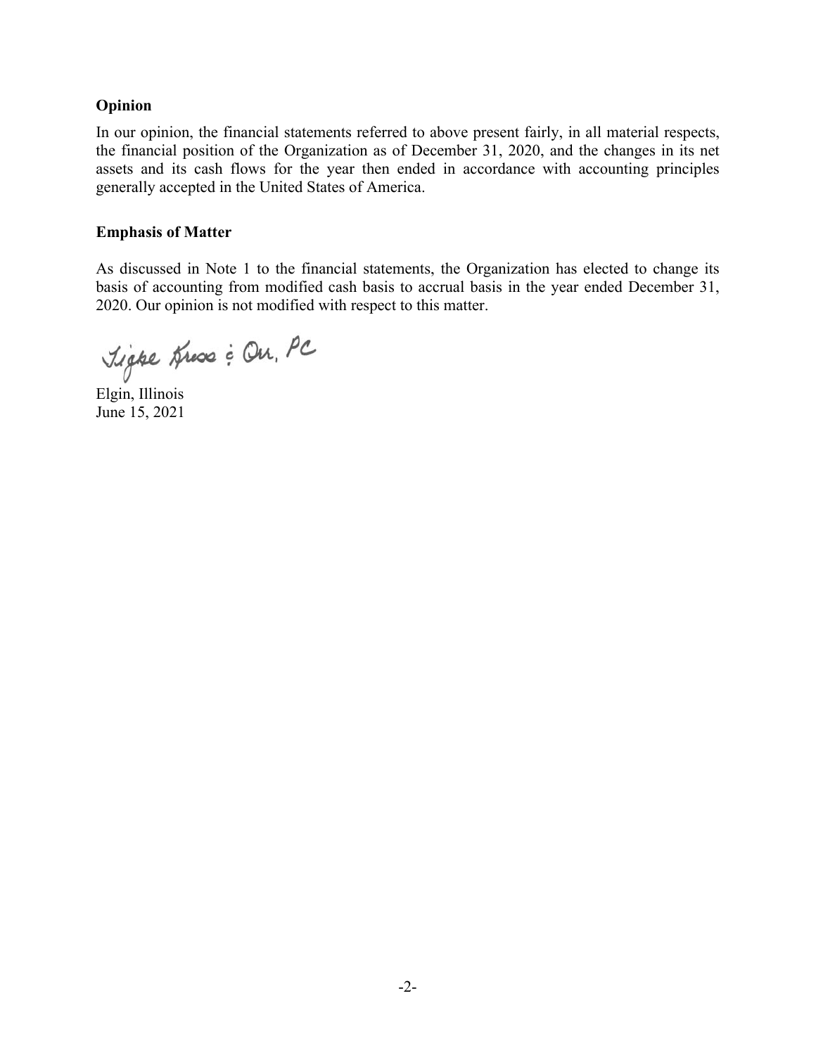### Opinion

In our opinion, the financial statements referred to above present fairly, in all material respects, the financial position of the Organization as of December 31, 2020, and the changes in its net assets and its cash flows for the year then ended in accordance with accounting principles generally accepted in the United States of America.

### Emphasis of Matter

As discussed in Note 1 to the financial statements, the Organization has elected to change its basis of accounting from modified cash basis to accrual basis in the year ended December 31, 2020. Our opinion is not modified with respect to this matter.

Tighe Kress & Orr, PC

Elgin, Illinois
June 15, 2021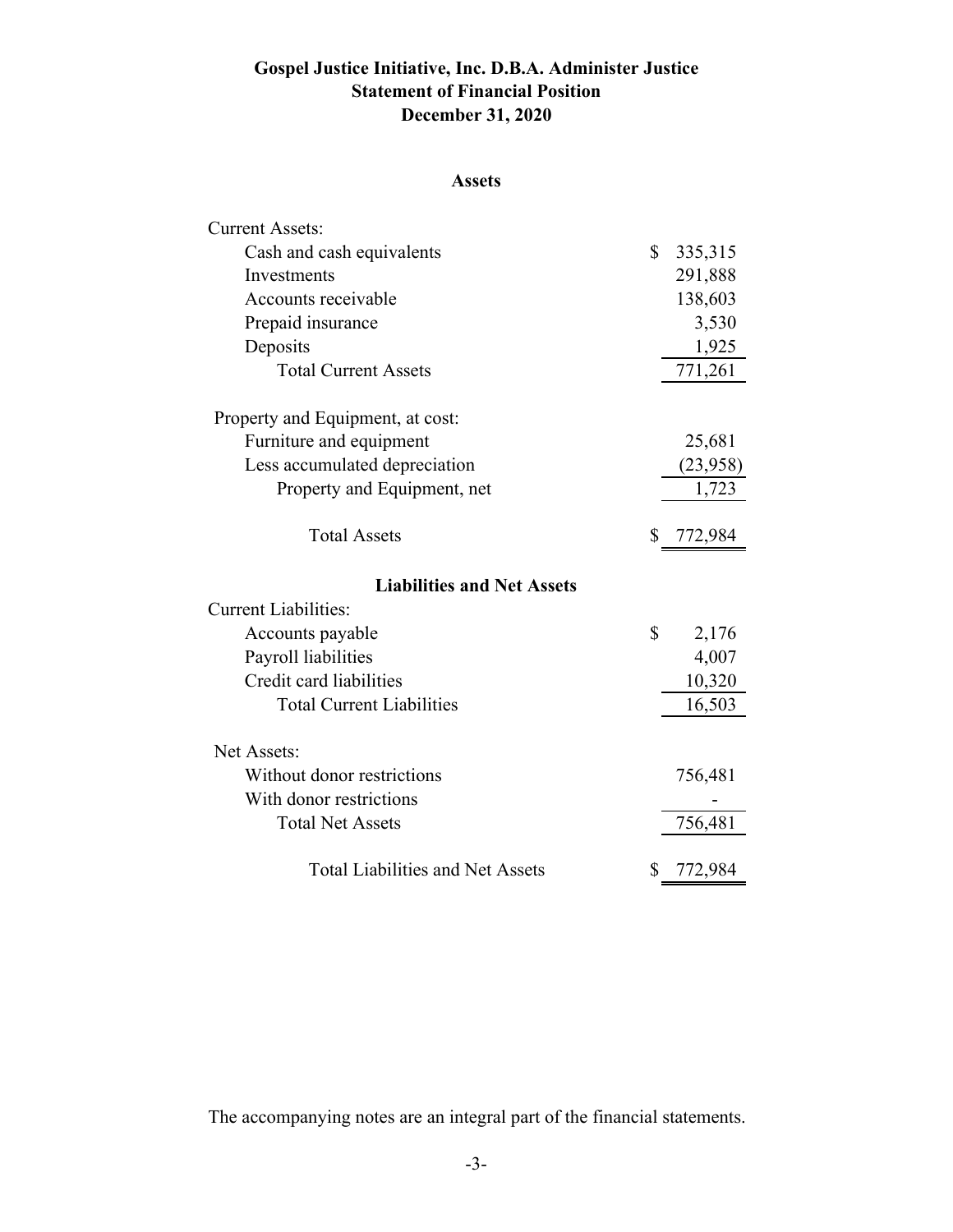# Gospel Justice Initiative, Inc. D.B.A. Administer Justice
## Statement of Financial Position
## December 31, 2020

### Assets

| | |
|---|---|
| **Current Assets:** | |
| Cash and cash equivalents | $ 335,315 |
| Investments | 291,888 |
| Accounts receivable | 138,603 |
| Prepaid insurance | 3,530 |
| Deposits | 1,925 |
| Total Current Assets | 771,261 |
| | |
| **Property and Equipment, at cost:** | |
| Furniture and equipment | 25,681 |
| Less accumulated depreciation | (23,958) |
| Property and Equipment, net | 1,723 |
| | |
| Total Assets | $ 772,984 |

### Liabilities and Net Assets

| | |
|---|---|
| **Current Liabilities:** | |
| Accounts payable | $ 2,176 |
| Payroll liabilities | 4,007 |
| Credit card liabilities | 10,320 |
| Total Current Liabilities | 16,503 |
| | |
| **Net Assets:** | |
| Without donor restrictions | 756,481 |
| With donor restrictions | - |
| Total Net Assets | 756,481 |
| | |
| Total Liabilities and Net Assets | $ 772,984 |

The accompanying notes are an integral part of the financial statements.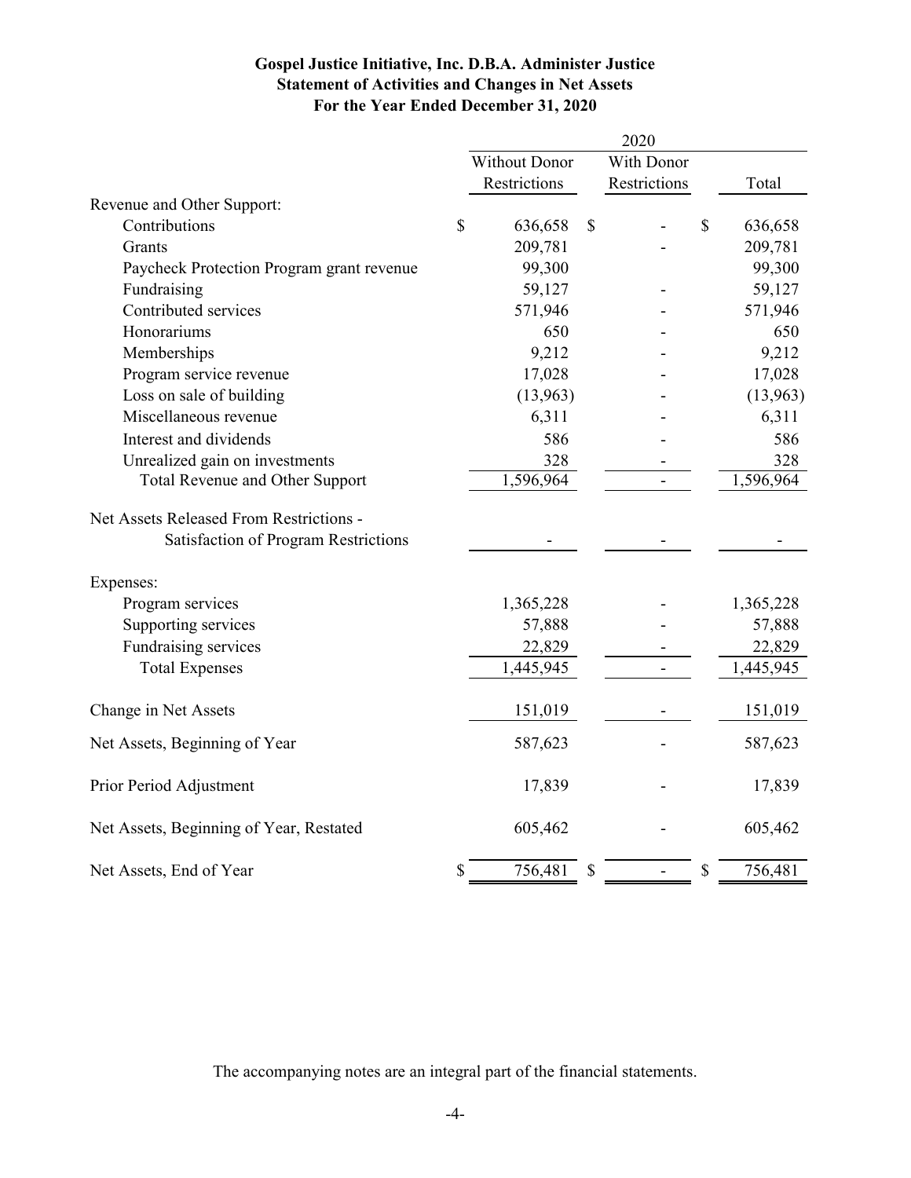**Gospel Justice Initiative, Inc. D.B.A. Administer Justice**
**Statement of Activities and Changes in Net Assets**
**For the Year Ended December 31, 2020**

| | 2020 | | |
|---|---|---|---|
| | Without Donor Restrictions | With Donor Restrictions | Total |
| Revenue and Other Support: | | | |
| Contributions | $ 636,658 | $ - | $ 636,658 |
| Grants | 209,781 | - | 209,781 |
| Paycheck Protection Program grant revenue | 99,300 | | 99,300 |
| Fundraising | 59,127 | - | 59,127 |
| Contributed services | 571,946 | - | 571,946 |
| Honorariums | 650 | - | 650 |
| Memberships | 9,212 | - | 9,212 |
| Program service revenue | 17,028 | - | 17,028 |
| Loss on sale of building | (13,963) | - | (13,963) |
| Miscellaneous revenue | 6,311 | - | 6,311 |
| Interest and dividends | 586 | - | 586 |
| Unrealized gain on investments | 328 | - | 328 |
| Total Revenue and Other Support | 1,596,964 | - | 1,596,964 |
| Net Assets Released From Restrictions - Satisfaction of Program Restrictions | - | - | - |
| Expenses: | | | |
| Program services | 1,365,228 | - | 1,365,228 |
| Supporting services | 57,888 | - | 57,888 |
| Fundraising services | 22,829 | - | 22,829 |
| Total Expenses | 1,445,945 | - | 1,445,945 |
| Change in Net Assets | 151,019 | - | 151,019 |
| Net Assets, Beginning of Year | 587,623 | - | 587,623 |
| Prior Period Adjustment | 17,839 | - | 17,839 |
| Net Assets, Beginning of Year, Restated | 605,462 | - | 605,462 |
| Net Assets, End of Year | $ 756,481 | $ - | $ 756,481 |

The accompanying notes are an integral part of the financial statements.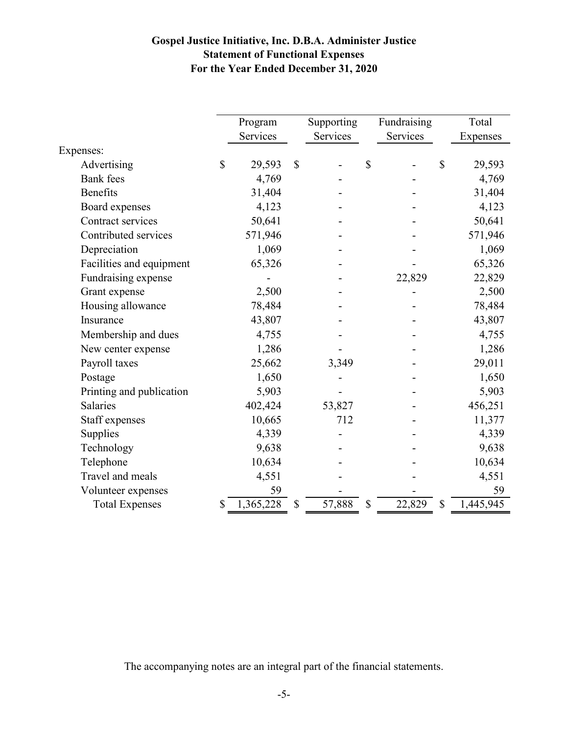**Gospel Justice Initiative, Inc. D.B.A. Administer Justice**
**Statement of Functional Expenses**
**For the Year Ended December 31, 2020**

| | Program Services | Supporting Services | Fundraising Services | Total Expenses |
|---|---|---|---|---|
| Expenses: | | | | |
| Advertising | $ 29,593 | $ - | $ - | $ 29,593 |
| Bank fees | 4,769 | - | - | 4,769 |
| Benefits | 31,404 | - | - | 31,404 |
| Board expenses | 4,123 | - | - | 4,123 |
| Contract services | 50,641 | - | - | 50,641 |
| Contributed services | 571,946 | - | - | 571,946 |
| Depreciation | 1,069 | - | - | 1,069 |
| Facilities and equipment | 65,326 | - | - | 65,326 |
| Fundraising expense | - | - | 22,829 | 22,829 |
| Grant expense | 2,500 | - | - | 2,500 |
| Housing allowance | 78,484 | - | - | 78,484 |
| Insurance | 43,807 | - | - | 43,807 |
| Membership and dues | 4,755 | - | - | 4,755 |
| New center expense | 1,286 | - | - | 1,286 |
| Payroll taxes | 25,662 | 3,349 | - | 29,011 |
| Postage | 1,650 | - | - | 1,650 |
| Printing and publication | 5,903 | - | - | 5,903 |
| Salaries | 402,424 | 53,827 | - | 456,251 |
| Staff expenses | 10,665 | 712 | - | 11,377 |
| Supplies | 4,339 | - | - | 4,339 |
| Technology | 9,638 | - | - | 9,638 |
| Telephone | 10,634 | - | - | 10,634 |
| Travel and meals | 4,551 | - | - | 4,551 |
| Volunteer expenses | 59 | - | - | 59 |
| Total Expenses | $ 1,365,228 | $ 57,888 | $ 22,829 | $ 1,445,945 |

The accompanying notes are an integral part of the financial statements.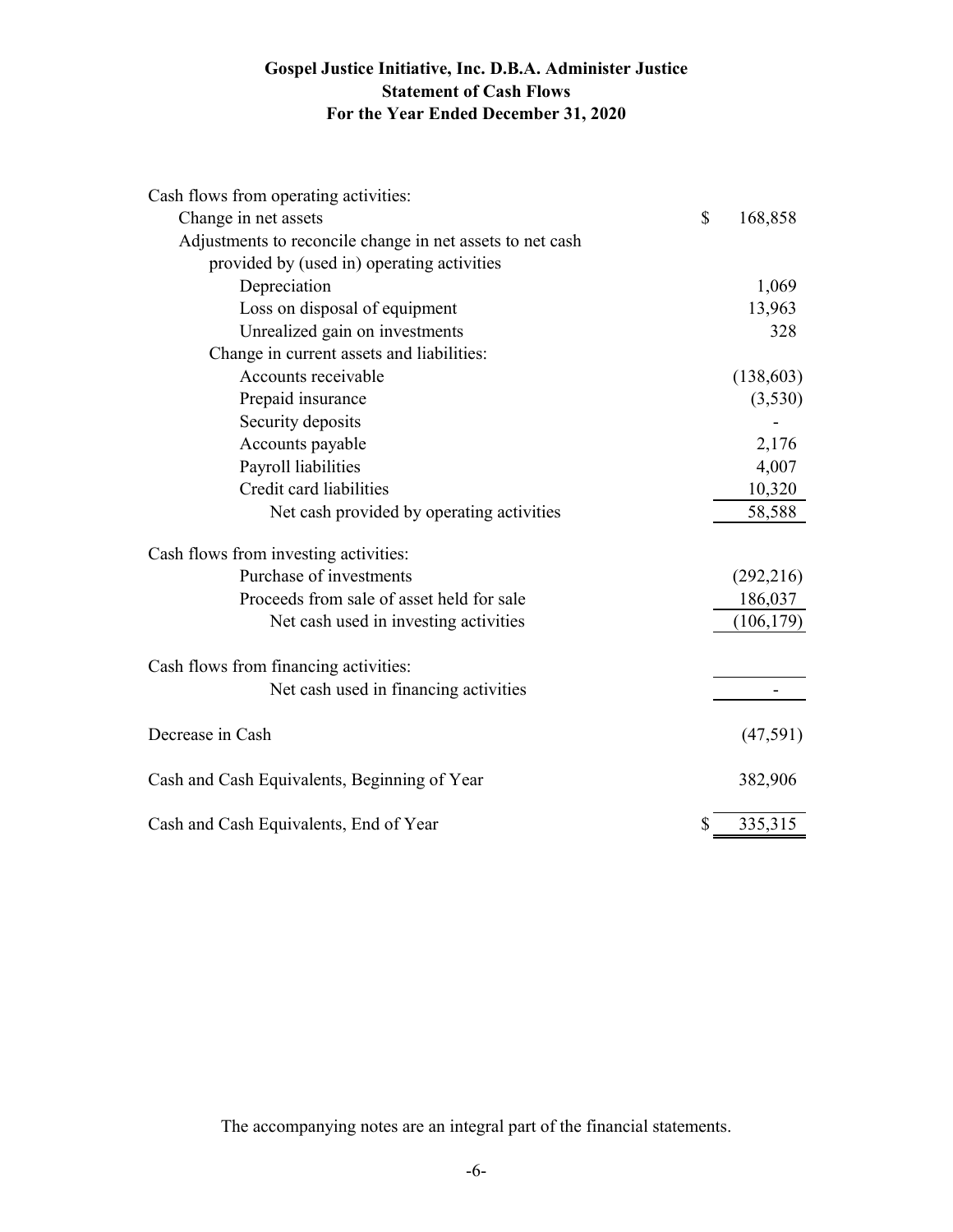# Gospel Justice Initiative, Inc. D.B.A. Administer Justice
## Statement of Cash Flows
### For the Year Ended December 31, 2020

| | |
|---|---|
| **Cash flows from operating activities:** | |
| Change in net assets | $ 168,858 |
| Adjustments to reconcile change in net assets to net cash provided by (used in) operating activities | |
| Depreciation | 1,069 |
| Loss on disposal of equipment | 13,963 |
| Unrealized gain on investments | 328 |
| Change in current assets and liabilities: | |
| Accounts receivable | (138,603) |
| Prepaid insurance | (3,530) |
| Security deposits | - |
| Accounts payable | 2,176 |
| Payroll liabilities | 4,007 |
| Credit card liabilities | 10,320 |
| Net cash provided by operating activities | 58,588 |
| **Cash flows from investing activities:** | |
| Purchase of investments | (292,216) |
| Proceeds from sale of asset held for sale | 186,037 |
| Net cash used in investing activities | (106,179) |
| **Cash flows from financing activities:** | |
| Net cash used in financing activities | - |
| Decrease in Cash | (47,591) |
| Cash and Cash Equivalents, Beginning of Year | 382,906 |
| Cash and Cash Equivalents, End of Year | $ 335,315 |

The accompanying notes are an integral part of the financial statements.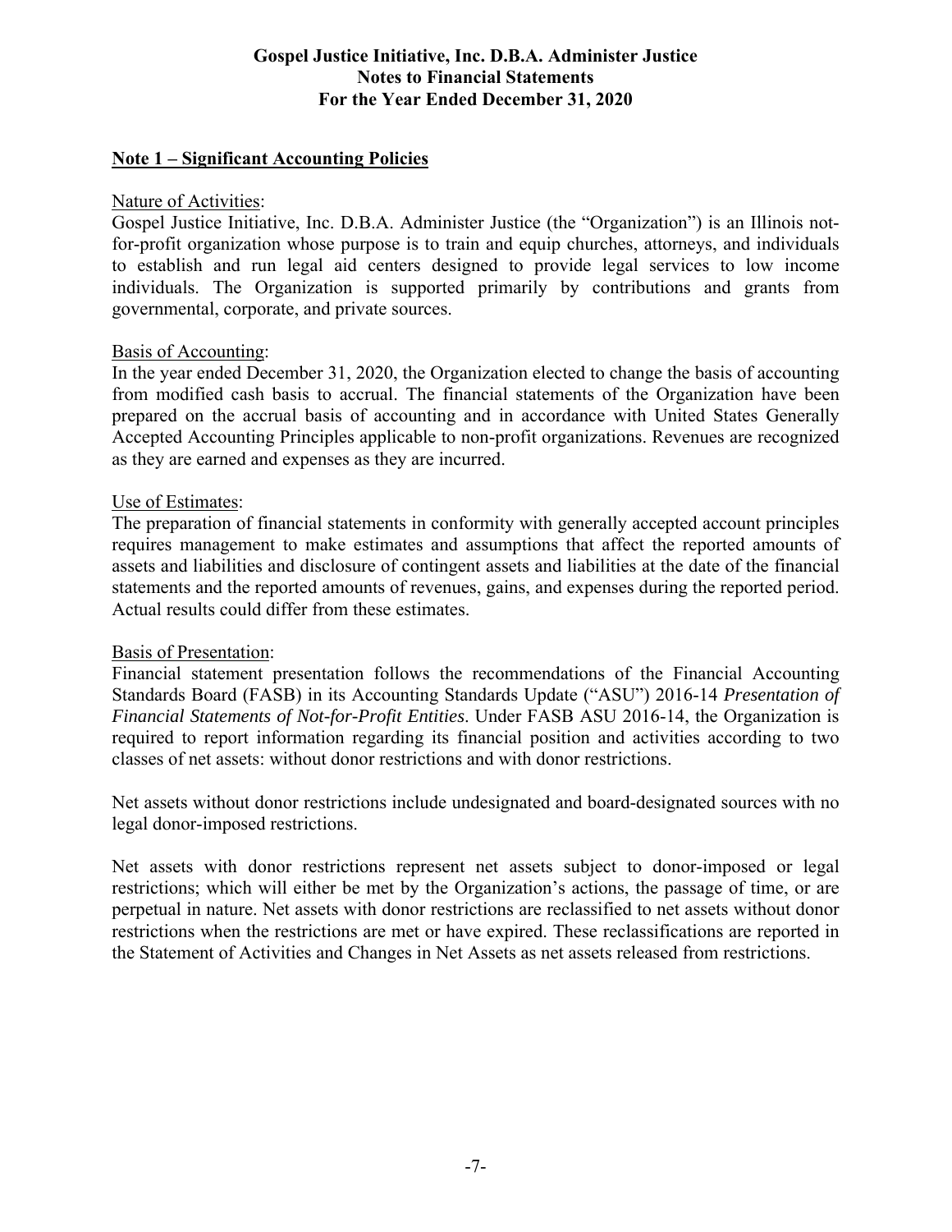# Gospel Justice Initiative, Inc. D.B.A. Administer Justice
## Notes to Financial Statements
## For the Year Ended December 31, 2020

**Note 1 – Significant Accounting Policies**

Nature of Activities:
Gospel Justice Initiative, Inc. D.B.A. Administer Justice (the "Organization") is an Illinois not-for-profit organization whose purpose is to train and equip churches, attorneys, and individuals to establish and run legal aid centers designed to provide legal services to low income individuals. The Organization is supported primarily by contributions and grants from governmental, corporate, and private sources.

Basis of Accounting:
In the year ended December 31, 2020, the Organization elected to change the basis of accounting from modified cash basis to accrual. The financial statements of the Organization have been prepared on the accrual basis of accounting and in accordance with United States Generally Accepted Accounting Principles applicable to non-profit organizations. Revenues are recognized as they are earned and expenses as they are incurred.

Use of Estimates:
The preparation of financial statements in conformity with generally accepted account principles requires management to make estimates and assumptions that affect the reported amounts of assets and liabilities and disclosure of contingent assets and liabilities at the date of the financial statements and the reported amounts of revenues, gains, and expenses during the reported period. Actual results could differ from these estimates.

Basis of Presentation:
Financial statement presentation follows the recommendations of the Financial Accounting Standards Board (FASB) in its Accounting Standards Update ("ASU") 2016-14 *Presentation of Financial Statements of Not-for-Profit Entities*. Under FASB ASU 2016-14, the Organization is required to report information regarding its financial position and activities according to two classes of net assets: without donor restrictions and with donor restrictions.

Net assets without donor restrictions include undesignated and board-designated sources with no legal donor-imposed restrictions.

Net assets with donor restrictions represent net assets subject to donor-imposed or legal restrictions; which will either be met by the Organization's actions, the passage of time, or are perpetual in nature. Net assets with donor restrictions are reclassified to net assets without donor restrictions when the restrictions are met or have expired. These reclassifications are reported in the Statement of Activities and Changes in Net Assets as net assets released from restrictions.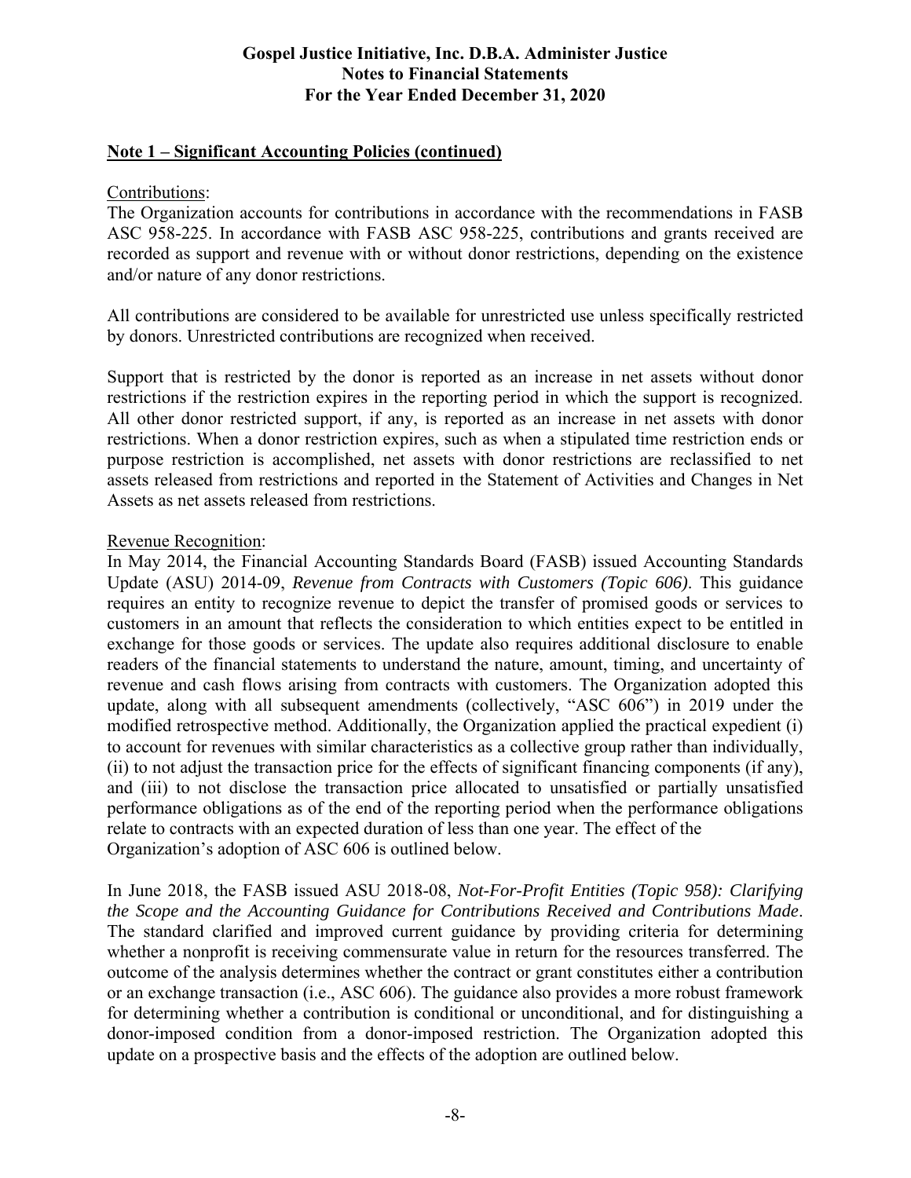## Note 1 – Significant Accounting Policies (continued)

Contributions:

The Organization accounts for contributions in accordance with the recommendations in FASB ASC 958-225. In accordance with FASB ASC 958-225, contributions and grants received are recorded as support and revenue with or without donor restrictions, depending on the existence and/or nature of any donor restrictions.

All contributions are considered to be available for unrestricted use unless specifically restricted by donors. Unrestricted contributions are recognized when received.

Support that is restricted by the donor is reported as an increase in net assets without donor restrictions if the restriction expires in the reporting period in which the support is recognized. All other donor restricted support, if any, is reported as an increase in net assets with donor restrictions. When a donor restriction expires, such as when a stipulated time restriction ends or purpose restriction is accomplished, net assets with donor restrictions are reclassified to net assets released from restrictions and reported in the Statement of Activities and Changes in Net Assets as net assets released from restrictions.

Revenue Recognition:

In May 2014, the Financial Accounting Standards Board (FASB) issued Accounting Standards Update (ASU) 2014-09, *Revenue from Contracts with Customers (Topic 606)*. This guidance requires an entity to recognize revenue to depict the transfer of promised goods or services to customers in an amount that reflects the consideration to which entities expect to be entitled in exchange for those goods or services. The update also requires additional disclosure to enable readers of the financial statements to understand the nature, amount, timing, and uncertainty of revenue and cash flows arising from contracts with customers. The Organization adopted this update, along with all subsequent amendments (collectively, "ASC 606") in 2019 under the modified retrospective method. Additionally, the Organization applied the practical expedient (i) to account for revenues with similar characteristics as a collective group rather than individually, (ii) to not adjust the transaction price for the effects of significant financing components (if any), and (iii) to not disclose the transaction price allocated to unsatisfied or partially unsatisfied performance obligations as of the end of the reporting period when the performance obligations relate to contracts with an expected duration of less than one year. The effect of the Organization's adoption of ASC 606 is outlined below.

In June 2018, the FASB issued ASU 2018-08, *Not-For-Profit Entities (Topic 958): Clarifying the Scope and the Accounting Guidance for Contributions Received and Contributions Made*. The standard clarified and improved current guidance by providing criteria for determining whether a nonprofit is receiving commensurate value in return for the resources transferred. The outcome of the analysis determines whether the contract or grant constitutes either a contribution or an exchange transaction (i.e., ASC 606). The guidance also provides a more robust framework for determining whether a contribution is conditional or unconditional, and for distinguishing a donor-imposed condition from a donor-imposed restriction. The Organization adopted this update on a prospective basis and the effects of the adoption are outlined below.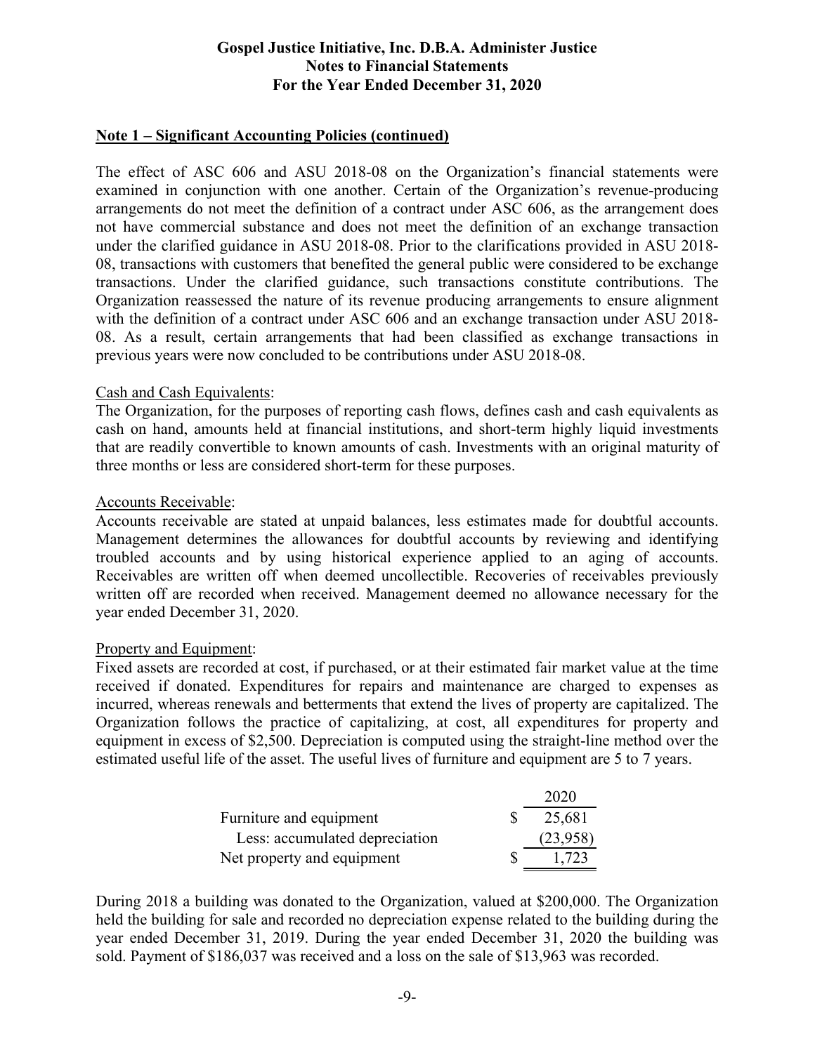## Note 1 – Significant Accounting Policies (continued)

The effect of ASC 606 and ASU 2018-08 on the Organization's financial statements were examined in conjunction with one another. Certain of the Organization's revenue-producing arrangements do not meet the definition of a contract under ASC 606, as the arrangement does not have commercial substance and does not meet the definition of an exchange transaction under the clarified guidance in ASU 2018-08. Prior to the clarifications provided in ASU 2018-08, transactions with customers that benefited the general public were considered to be exchange transactions. Under the clarified guidance, such transactions constitute contributions. The Organization reassessed the nature of its revenue producing arrangements to ensure alignment with the definition of a contract under ASC 606 and an exchange transaction under ASU 2018-08. As a result, certain arrangements that had been classified as exchange transactions in previous years were now concluded to be contributions under ASU 2018-08.

Cash and Cash Equivalents:
The Organization, for the purposes of reporting cash flows, defines cash and cash equivalents as cash on hand, amounts held at financial institutions, and short-term highly liquid investments that are readily convertible to known amounts of cash. Investments with an original maturity of three months or less are considered short-term for these purposes.

Accounts Receivable:
Accounts receivable are stated at unpaid balances, less estimates made for doubtful accounts. Management determines the allowances for doubtful accounts by reviewing and identifying troubled accounts and by using historical experience applied to an aging of accounts. Receivables are written off when deemed uncollectible. Recoveries of receivables previously written off are recorded when received. Management deemed no allowance necessary for the year ended December 31, 2020.

Property and Equipment:
Fixed assets are recorded at cost, if purchased, or at their estimated fair market value at the time received if donated. Expenditures for repairs and maintenance are charged to expenses as incurred, whereas renewals and betterments that extend the lives of property are capitalized. The Organization follows the practice of capitalizing, at cost, all expenditures for property and equipment in excess of $2,500. Depreciation is computed using the straight-line method over the estimated useful life of the asset. The useful lives of furniture and equipment are 5 to 7 years.

| | 2020 |
|---|---|
| Furniture and equipment | $ 25,681 |
| Less: accumulated depreciation | (23,958) |
| Net property and equipment | $ 1,723 |

During 2018 a building was donated to the Organization, valued at $200,000. The Organization held the building for sale and recorded no depreciation expense related to the building during the year ended December 31, 2019. During the year ended December 31, 2020 the building was sold. Payment of $186,037 was received and a loss on the sale of $13,963 was recorded.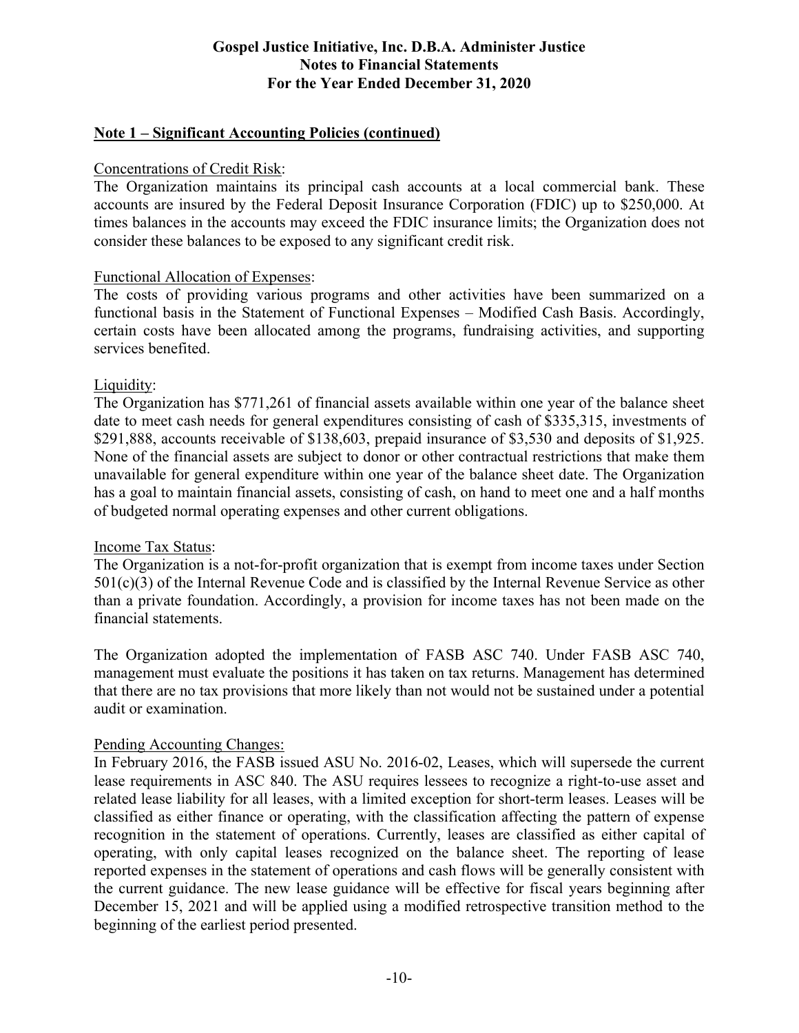## Note 1 – Significant Accounting Policies (continued)

Concentrations of Credit Risk:

The Organization maintains its principal cash accounts at a local commercial bank. These accounts are insured by the Federal Deposit Insurance Corporation (FDIC) up to $250,000. At times balances in the accounts may exceed the FDIC insurance limits; the Organization does not consider these balances to be exposed to any significant credit risk.

Functional Allocation of Expenses:

The costs of providing various programs and other activities have been summarized on a functional basis in the Statement of Functional Expenses – Modified Cash Basis. Accordingly, certain costs have been allocated among the programs, fundraising activities, and supporting services benefited.

Liquidity:

The Organization has $771,261 of financial assets available within one year of the balance sheet date to meet cash needs for general expenditures consisting of cash of $335,315, investments of $291,888, accounts receivable of $138,603, prepaid insurance of $3,530 and deposits of $1,925. None of the financial assets are subject to donor or other contractual restrictions that make them unavailable for general expenditure within one year of the balance sheet date. The Organization has a goal to maintain financial assets, consisting of cash, on hand to meet one and a half months of budgeted normal operating expenses and other current obligations.

Income Tax Status:

The Organization is a not-for-profit organization that is exempt from income taxes under Section 501(c)(3) of the Internal Revenue Code and is classified by the Internal Revenue Service as other than a private foundation. Accordingly, a provision for income taxes has not been made on the financial statements.

The Organization adopted the implementation of FASB ASC 740. Under FASB ASC 740, management must evaluate the positions it has taken on tax returns. Management has determined that there are no tax provisions that more likely than not would not be sustained under a potential audit or examination.

Pending Accounting Changes:

In February 2016, the FASB issued ASU No. 2016-02, Leases, which will supersede the current lease requirements in ASC 840. The ASU requires lessees to recognize a right-to-use asset and related lease liability for all leases, with a limited exception for short-term leases. Leases will be classified as either finance or operating, with the classification affecting the pattern of expense recognition in the statement of operations. Currently, leases are classified as either capital of operating, with only capital leases recognized on the balance sheet. The reporting of lease reported expenses in the statement of operations and cash flows will be generally consistent with the current guidance. The new lease guidance will be effective for fiscal years beginning after December 15, 2021 and will be applied using a modified retrospective transition method to the beginning of the earliest period presented.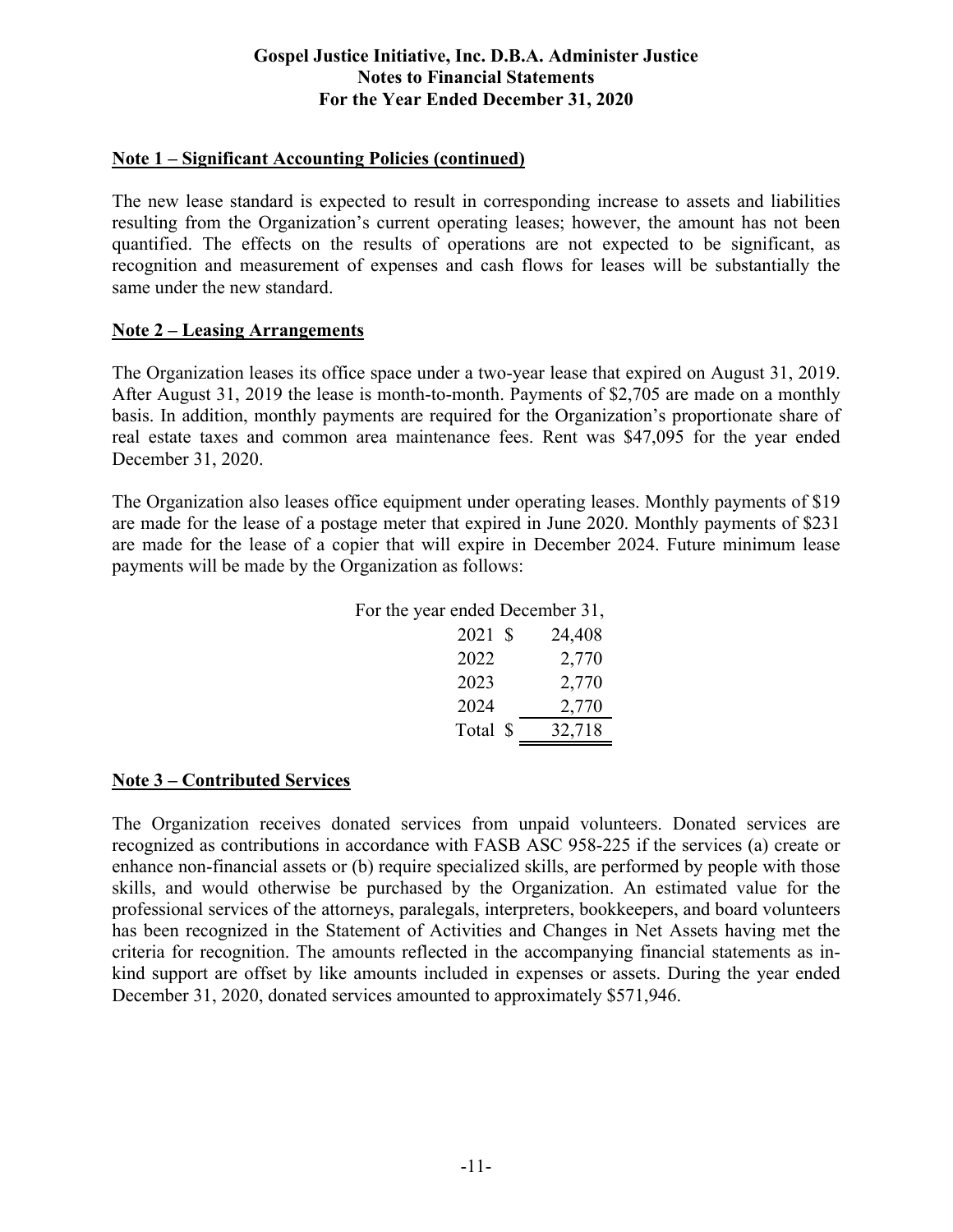## Note 1 – Significant Accounting Policies (continued)

The new lease standard is expected to result in corresponding increase to assets and liabilities resulting from the Organization's current operating leases; however, the amount has not been quantified. The effects on the results of operations are not expected to be significant, as recognition and measurement of expenses and cash flows for leases will be substantially the same under the new standard.

## Note 2 – Leasing Arrangements

The Organization leases its office space under a two-year lease that expired on August 31, 2019. After August 31, 2019 the lease is month-to-month. Payments of $2,705 are made on a monthly basis. In addition, monthly payments are required for the Organization's proportionate share of real estate taxes and common area maintenance fees. Rent was $47,095 for the year ended December 31, 2020.

The Organization also leases office equipment under operating leases. Monthly payments of $19 are made for the lease of a postage meter that expired in June 2020. Monthly payments of $231 are made for the lease of a copier that will expire in December 2024. Future minimum lease payments will be made by the Organization as follows:

| For the year ended December 31, | |
|---|---|
| 2021 | $ 24,408 |
| 2022 | 2,770 |
| 2023 | 2,770 |
| 2024 | 2,770 |
| Total | $ 32,718 |

## Note 3 – Contributed Services

The Organization receives donated services from unpaid volunteers. Donated services are recognized as contributions in accordance with FASB ASC 958-225 if the services (a) create or enhance non-financial assets or (b) require specialized skills, are performed by people with those skills, and would otherwise be purchased by the Organization. An estimated value for the professional services of the attorneys, paralegals, interpreters, bookkeepers, and board volunteers has been recognized in the Statement of Activities and Changes in Net Assets having met the criteria for recognition. The amounts reflected in the accompanying financial statements as in-kind support are offset by like amounts included in expenses or assets. During the year ended December 31, 2020, donated services amounted to approximately $571,946.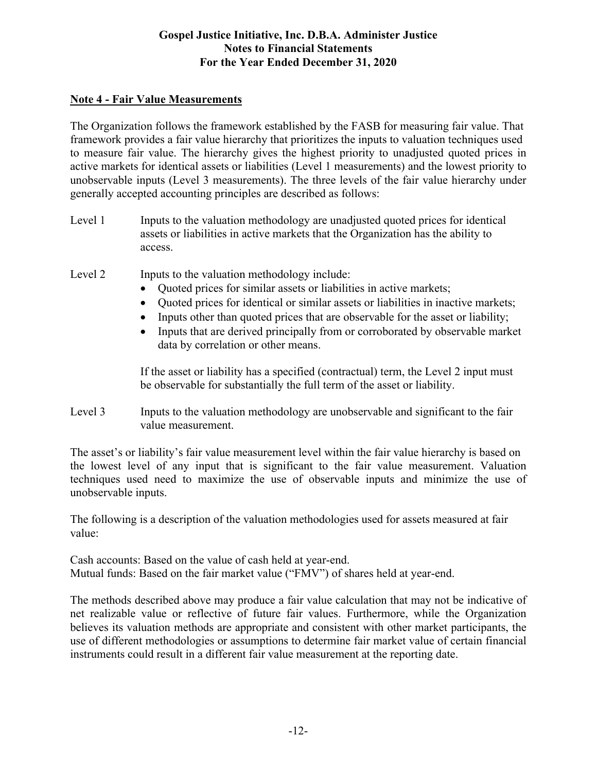## Note 4 - Fair Value Measurements

The Organization follows the framework established by the FASB for measuring fair value. That framework provides a fair value hierarchy that prioritizes the inputs to valuation techniques used to measure fair value. The hierarchy gives the highest priority to unadjusted quoted prices in active markets for identical assets or liabilities (Level 1 measurements) and the lowest priority to unobservable inputs (Level 3 measurements). The three levels of the fair value hierarchy under generally accepted accounting principles are described as follows:

Level 1 — Inputs to the valuation methodology are unadjusted quoted prices for identical assets or liabilities in active markets that the Organization has the ability to access.

Level 2 — Inputs to the valuation methodology include:

- Quoted prices for similar assets or liabilities in active markets;
- Quoted prices for identical or similar assets or liabilities in inactive markets;
- Inputs other than quoted prices that are observable for the asset or liability;
- Inputs that are derived principally from or corroborated by observable market data by correlation or other means.

If the asset or liability has a specified (contractual) term, the Level 2 input must be observable for substantially the full term of the asset or liability.

Level 3 — Inputs to the valuation methodology are unobservable and significant to the fair value measurement.

The asset's or liability's fair value measurement level within the fair value hierarchy is based on the lowest level of any input that is significant to the fair value measurement. Valuation techniques used need to maximize the use of observable inputs and minimize the use of unobservable inputs.

The following is a description of the valuation methodologies used for assets measured at fair value:

Cash accounts: Based on the value of cash held at year-end.
Mutual funds: Based on the fair market value ("FMV") of shares held at year-end.

The methods described above may produce a fair value calculation that may not be indicative of net realizable value or reflective of future fair values. Furthermore, while the Organization believes its valuation methods are appropriate and consistent with other market participants, the use of different methodologies or assumptions to determine fair market value of certain financial instruments could result in a different fair value measurement at the reporting date.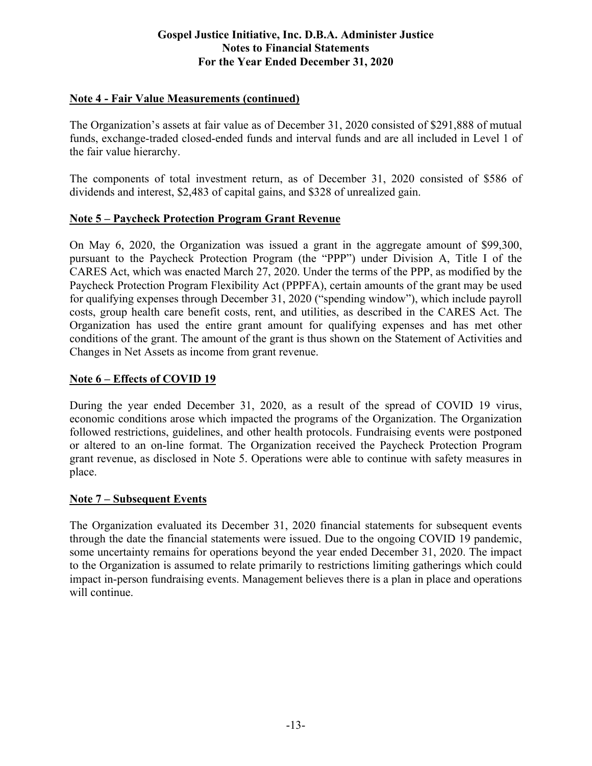## Note 4 - Fair Value Measurements (continued)

The Organization's assets at fair value as of December 31, 2020 consisted of $291,888 of mutual funds, exchange-traded closed-ended funds and interval funds and are all included in Level 1 of the fair value hierarchy.

The components of total investment return, as of December 31, 2020 consisted of $586 of dividends and interest, $2,483 of capital gains, and $328 of unrealized gain.

## Note 5 – Paycheck Protection Program Grant Revenue

On May 6, 2020, the Organization was issued a grant in the aggregate amount of $99,300, pursuant to the Paycheck Protection Program (the "PPP") under Division A, Title I of the CARES Act, which was enacted March 27, 2020. Under the terms of the PPP, as modified by the Paycheck Protection Program Flexibility Act (PPPFA), certain amounts of the grant may be used for qualifying expenses through December 31, 2020 ("spending window"), which include payroll costs, group health care benefit costs, rent, and utilities, as described in the CARES Act. The Organization has used the entire grant amount for qualifying expenses and has met other conditions of the grant. The amount of the grant is thus shown on the Statement of Activities and Changes in Net Assets as income from grant revenue.

## Note 6 – Effects of COVID 19

During the year ended December 31, 2020, as a result of the spread of COVID 19 virus, economic conditions arose which impacted the programs of the Organization. The Organization followed restrictions, guidelines, and other health protocols. Fundraising events were postponed or altered to an on-line format. The Organization received the Paycheck Protection Program grant revenue, as disclosed in Note 5. Operations were able to continue with safety measures in place.

## Note 7 – Subsequent Events

The Organization evaluated its December 31, 2020 financial statements for subsequent events through the date the financial statements were issued. Due to the ongoing COVID 19 pandemic, some uncertainty remains for operations beyond the year ended December 31, 2020. The impact to the Organization is assumed to relate primarily to restrictions limiting gatherings which could impact in-person fundraising events. Management believes there is a plan in place and operations will continue.